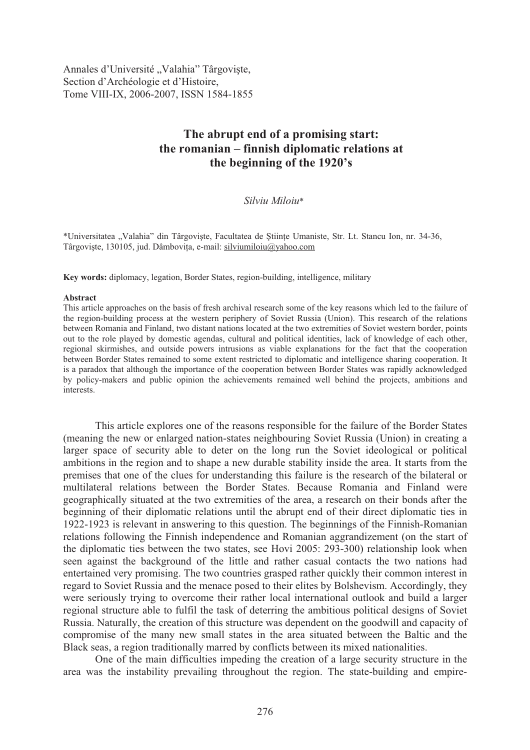Annales d'Université „Valahia" Târgovişte,
Section d'Archéologie et d'Histoire,
Tome VIII-IX, 2006-2007, ISSN 1584-1855

# The abrupt end of a promising start: the romanian – finnish diplomatic relations at the beginning of the 1920's

*Silviu Miloiu**

*Universitatea „Valahia" din Târgovişte, Facultatea de Ştiinţe Umaniste, Str. Lt. Stancu Ion, nr. 34-36, Târgovişte, 130105, jud. Dâmboviţa, e-mail: silviumiloiu@yahoo.com

**Key words:** diplomacy, legation, Border States, region-building, intelligence, military

**Abstract**

This article approaches on the basis of fresh archival research some of the key reasons which led to the failure of the region-building process at the western periphery of Soviet Russia (Union). This research of the relations between Romania and Finland, two distant nations located at the two extremities of Soviet western border, points out to the role played by domestic agendas, cultural and political identities, lack of knowledge of each other, regional skirmishes, and outside powers intrusions as viable explanations for the fact that the cooperation between Border States remained to some extent restricted to diplomatic and intelligence sharing cooperation. It is a paradox that although the importance of the cooperation between Border States was rapidly acknowledged by policy-makers and public opinion the achievements remained well behind the projects, ambitions and interests.

This article explores one of the reasons responsible for the failure of the Border States (meaning the new or enlarged nation-states neighbouring Soviet Russia (Union) in creating a larger space of security able to deter on the long run the Soviet ideological or political ambitions in the region and to shape a new durable stability inside the area. It starts from the premises that one of the clues for understanding this failure is the research of the bilateral or multilateral relations between the Border States. Because Romania and Finland were geographically situated at the two extremities of the area, a research on their bonds after the beginning of their diplomatic relations until the abrupt end of their direct diplomatic ties in 1922-1923 is relevant in answering to this question. The beginnings of the Finnish-Romanian relations following the Finnish independence and Romanian aggrandizement (on the start of the diplomatic ties between the two states, see Hovi 2005: 293-300) relationship look when seen against the background of the little and rather casual contacts the two nations had entertained very promising. The two countries grasped rather quickly their common interest in regard to Soviet Russia and the menace posed to their elites by Bolshevism. Accordingly, they were seriously trying to overcome their rather local international outlook and build a larger regional structure able to fulfil the task of deterring the ambitious political designs of Soviet Russia. Naturally, the creation of this structure was dependent on the goodwill and capacity of compromise of the many new small states in the area situated between the Baltic and the Black seas, a region traditionally marred by conflicts between its mixed nationalities.

One of the main difficulties impeding the creation of a large security structure in the area was the instability prevailing throughout the region. The state-building and empire-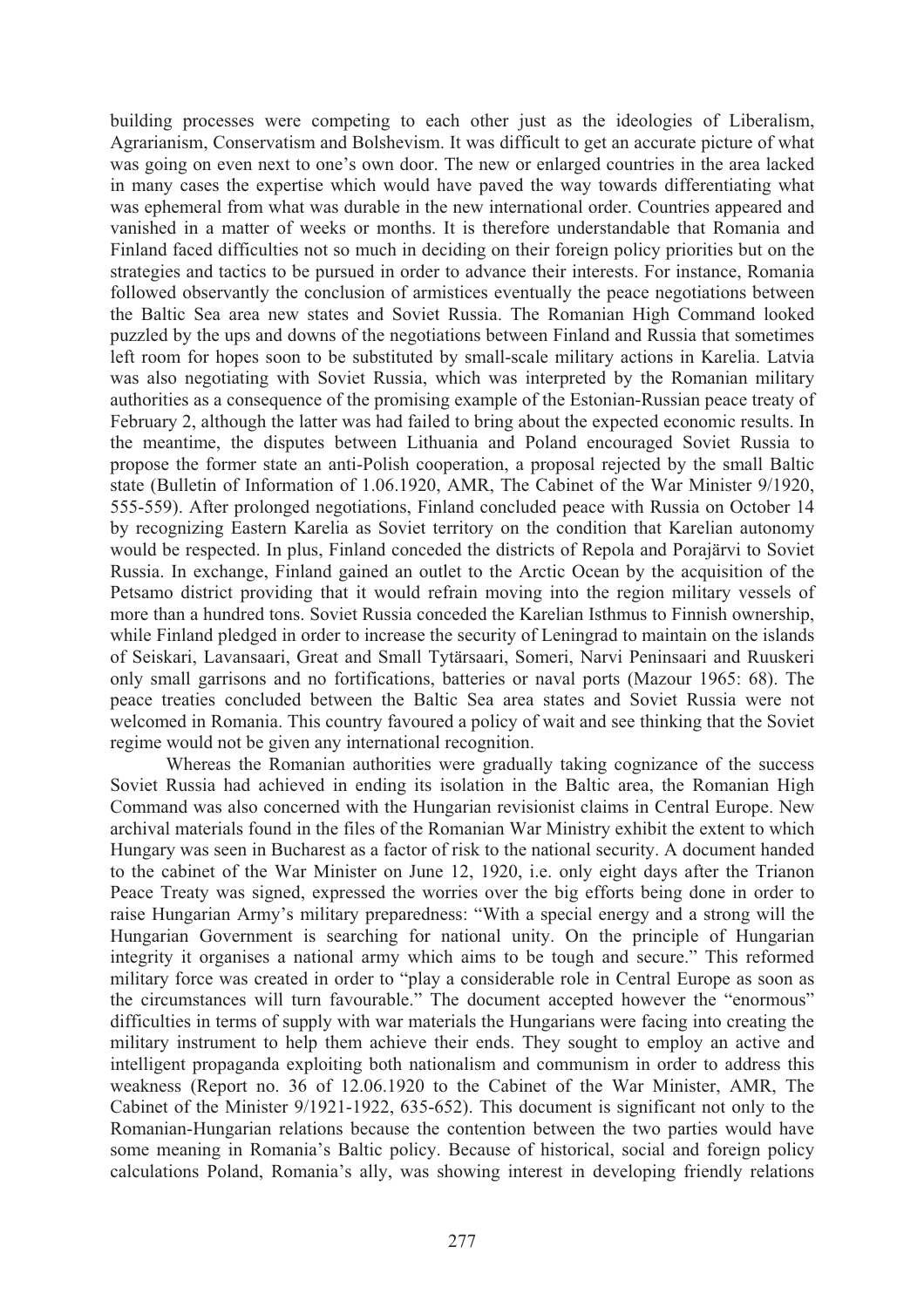building processes were competing to each other just as the ideologies of Liberalism, Agrarianism, Conservatism and Bolshevism. It was difficult to get an accurate picture of what was going on even next to one's own door. The new or enlarged countries in the area lacked in many cases the expertise which would have paved the way towards differentiating what was ephemeral from what was durable in the new international order. Countries appeared and vanished in a matter of weeks or months. It is therefore understandable that Romania and Finland faced difficulties not so much in deciding on their foreign policy priorities but on the strategies and tactics to be pursued in order to advance their interests. For instance, Romania followed observantly the conclusion of armistices eventually the peace negotiations between the Baltic Sea area new states and Soviet Russia. The Romanian High Command looked puzzled by the ups and downs of the negotiations between Finland and Russia that sometimes left room for hopes soon to be substituted by small-scale military actions in Karelia. Latvia was also negotiating with Soviet Russia, which was interpreted by the Romanian military authorities as a consequence of the promising example of the Estonian-Russian peace treaty of February 2, although the latter was had failed to bring about the expected economic results. In the meantime, the disputes between Lithuania and Poland encouraged Soviet Russia to propose the former state an anti-Polish cooperation, a proposal rejected by the small Baltic state (Bulletin of Information of 1.06.1920, AMR, The Cabinet of the War Minister 9/1920, 555-559). After prolonged negotiations, Finland concluded peace with Russia on October 14 by recognizing Eastern Karelia as Soviet territory on the condition that Karelian autonomy would be respected. In plus, Finland conceded the districts of Repola and Porajärvi to Soviet Russia. In exchange, Finland gained an outlet to the Arctic Ocean by the acquisition of the Petsamo district providing that it would refrain moving into the region military vessels of more than a hundred tons. Soviet Russia conceded the Karelian Isthmus to Finnish ownership, while Finland pledged in order to increase the security of Leningrad to maintain on the islands of Seiskari, Lavansaari, Great and Small Tytärsaari, Someri, Narvi Peninsaari and Ruuskeri only small garrisons and no fortifications, batteries or naval ports (Mazour 1965: 68). The peace treaties concluded between the Baltic Sea area states and Soviet Russia were not welcomed in Romania. This country favoured a policy of wait and see thinking that the Soviet regime would not be given any international recognition.

Whereas the Romanian authorities were gradually taking cognizance of the success Soviet Russia had achieved in ending its isolation in the Baltic area, the Romanian High Command was also concerned with the Hungarian revisionist claims in Central Europe. New archival materials found in the files of the Romanian War Ministry exhibit the extent to which Hungary was seen in Bucharest as a factor of risk to the national security. A document handed to the cabinet of the War Minister on June 12, 1920, i.e. only eight days after the Trianon Peace Treaty was signed, expressed the worries over the big efforts being done in order to raise Hungarian Army's military preparedness: "With a special energy and a strong will the Hungarian Government is searching for national unity. On the principle of Hungarian integrity it organises a national army which aims to be tough and secure." This reformed military force was created in order to "play a considerable role in Central Europe as soon as the circumstances will turn favourable." The document accepted however the "enormous" difficulties in terms of supply with war materials the Hungarians were facing into creating the military instrument to help them achieve their ends. They sought to employ an active and intelligent propaganda exploiting both nationalism and communism in order to address this weakness (Report no. 36 of 12.06.1920 to the Cabinet of the War Minister, AMR, The Cabinet of the Minister 9/1921-1922, 635-652). This document is significant not only to the Romanian-Hungarian relations because the contention between the two parties would have some meaning in Romania's Baltic policy. Because of historical, social and foreign policy calculations Poland, Romania's ally, was showing interest in developing friendly relations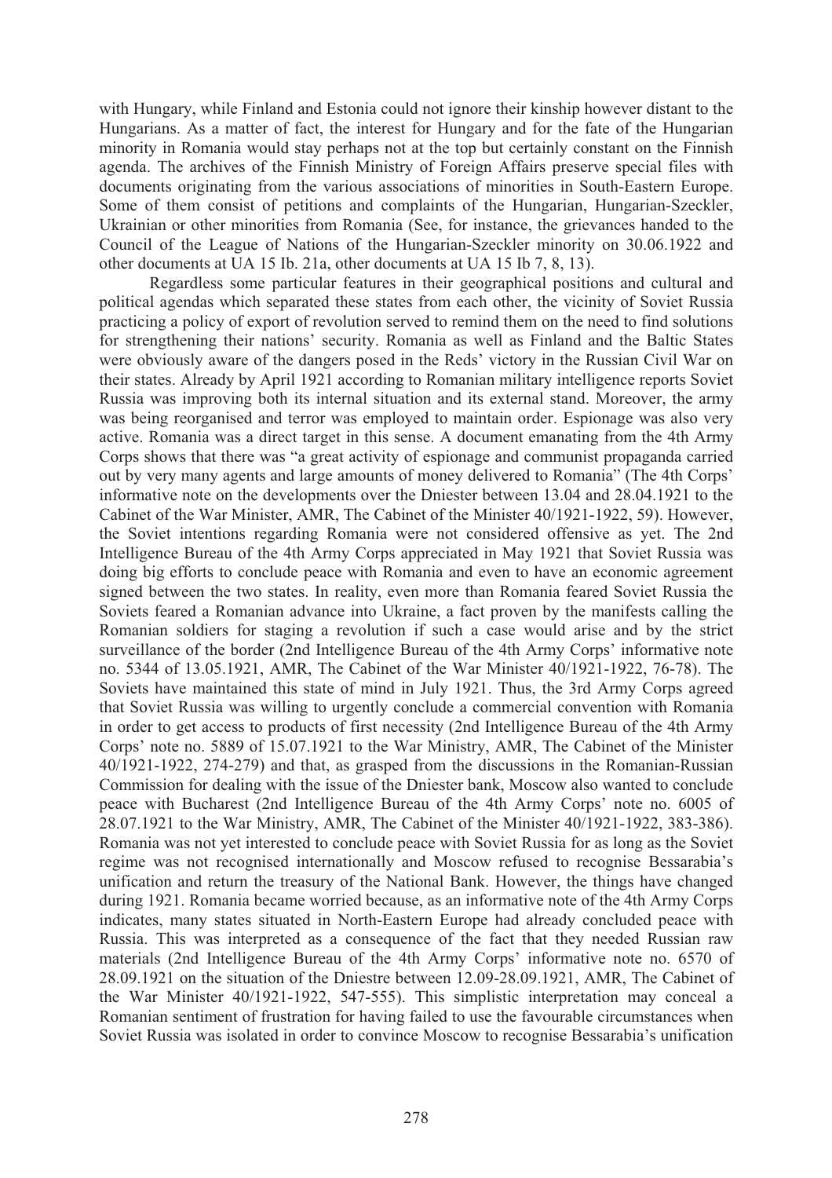with Hungary, while Finland and Estonia could not ignore their kinship however distant to the Hungarians. As a matter of fact, the interest for Hungary and for the fate of the Hungarian minority in Romania would stay perhaps not at the top but certainly constant on the Finnish agenda. The archives of the Finnish Ministry of Foreign Affairs preserve special files with documents originating from the various associations of minorities in South-Eastern Europe. Some of them consist of petitions and complaints of the Hungarian, Hungarian-Szeckler, Ukrainian or other minorities from Romania (See, for instance, the grievances handed to the Council of the League of Nations of the Hungarian-Szeckler minority on 30.06.1922 and other documents at UA 15 Ib. 21a, other documents at UA 15 Ib 7, 8, 13).

Regardless some particular features in their geographical positions and cultural and political agendas which separated these states from each other, the vicinity of Soviet Russia practicing a policy of export of revolution served to remind them on the need to find solutions for strengthening their nations' security. Romania as well as Finland and the Baltic States were obviously aware of the dangers posed in the Reds' victory in the Russian Civil War on their states. Already by April 1921 according to Romanian military intelligence reports Soviet Russia was improving both its internal situation and its external stand. Moreover, the army was being reorganised and terror was employed to maintain order. Espionage was also very active. Romania was a direct target in this sense. A document emanating from the 4th Army Corps shows that there was "a great activity of espionage and communist propaganda carried out by very many agents and large amounts of money delivered to Romania" (The 4th Corps' informative note on the developments over the Dniester between 13.04 and 28.04.1921 to the Cabinet of the War Minister, AMR, The Cabinet of the Minister 40/1921-1922, 59). However, the Soviet intentions regarding Romania were not considered offensive as yet. The 2nd Intelligence Bureau of the 4th Army Corps appreciated in May 1921 that Soviet Russia was doing big efforts to conclude peace with Romania and even to have an economic agreement signed between the two states. In reality, even more than Romania feared Soviet Russia the Soviets feared a Romanian advance into Ukraine, a fact proven by the manifests calling the Romanian soldiers for staging a revolution if such a case would arise and by the strict surveillance of the border (2nd Intelligence Bureau of the 4th Army Corps' informative note no. 5344 of 13.05.1921, AMR, The Cabinet of the War Minister 40/1921-1922, 76-78). The Soviets have maintained this state of mind in July 1921. Thus, the 3rd Army Corps agreed that Soviet Russia was willing to urgently conclude a commercial convention with Romania in order to get access to products of first necessity (2nd Intelligence Bureau of the 4th Army Corps' note no. 5889 of 15.07.1921 to the War Ministry, AMR, The Cabinet of the Minister 40/1921-1922, 274-279) and that, as grasped from the discussions in the Romanian-Russian Commission for dealing with the issue of the Dniester bank, Moscow also wanted to conclude peace with Bucharest (2nd Intelligence Bureau of the 4th Army Corps' note no. 6005 of 28.07.1921 to the War Ministry, AMR, The Cabinet of the Minister 40/1921-1922, 383-386). Romania was not yet interested to conclude peace with Soviet Russia for as long as the Soviet regime was not recognised internationally and Moscow refused to recognise Bessarabia's unification and return the treasury of the National Bank. However, the things have changed during 1921. Romania became worried because, as an informative note of the 4th Army Corps indicates, many states situated in North-Eastern Europe had already concluded peace with Russia. This was interpreted as a consequence of the fact that they needed Russian raw materials (2nd Intelligence Bureau of the 4th Army Corps' informative note no. 6570 of 28.09.1921 on the situation of the Dniestre between 12.09-28.09.1921, AMR, The Cabinet of the War Minister 40/1921-1922, 547-555). This simplistic interpretation may conceal a Romanian sentiment of frustration for having failed to use the favourable circumstances when Soviet Russia was isolated in order to convince Moscow to recognise Bessarabia's unification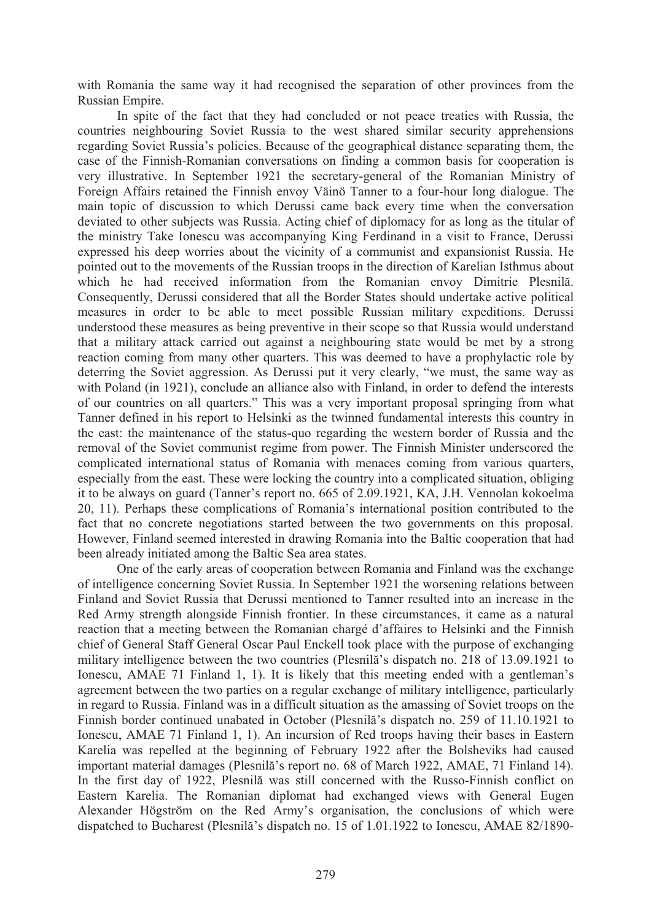with Romania the same way it had recognised the separation of other provinces from the Russian Empire.

In spite of the fact that they had concluded or not peace treaties with Russia, the countries neighbouring Soviet Russia to the west shared similar security apprehensions regarding Soviet Russia's policies. Because of the geographical distance separating them, the case of the Finnish-Romanian conversations on finding a common basis for cooperation is very illustrative. In September 1921 the secretary-general of the Romanian Ministry of Foreign Affairs retained the Finnish envoy Väinö Tanner to a four-hour long dialogue. The main topic of discussion to which Derussi came back every time when the conversation deviated to other subjects was Russia. Acting chief of diplomacy for as long as the titular of the ministry Take Ionescu was accompanying King Ferdinand in a visit to France, Derussi expressed his deep worries about the vicinity of a communist and expansionist Russia. He pointed out to the movements of the Russian troops in the direction of Karelian Isthmus about which he had received information from the Romanian envoy Dimitrie Plesnilă. Consequently, Derussi considered that all the Border States should undertake active political measures in order to be able to meet possible Russian military expeditions. Derussi understood these measures as being preventive in their scope so that Russia would understand that a military attack carried out against a neighbouring state would be met by a strong reaction coming from many other quarters. This was deemed to have a prophylactic role by deterring the Soviet aggression. As Derussi put it very clearly, "we must, the same way as with Poland (in 1921), conclude an alliance also with Finland, in order to defend the interests of our countries on all quarters." This was a very important proposal springing from what Tanner defined in his report to Helsinki as the twinned fundamental interests this country in the east: the maintenance of the status-quo regarding the western border of Russia and the removal of the Soviet communist regime from power. The Finnish Minister underscored the complicated international status of Romania with menaces coming from various quarters, especially from the east. These were locking the country into a complicated situation, obliging it to be always on guard (Tanner's report no. 665 of 2.09.1921, KA, J.H. Vennolan kokoelma 20, 11). Perhaps these complications of Romania's international position contributed to the fact that no concrete negotiations started between the two governments on this proposal. However, Finland seemed interested in drawing Romania into the Baltic cooperation that had been already initiated among the Baltic Sea area states.

One of the early areas of cooperation between Romania and Finland was the exchange of intelligence concerning Soviet Russia. In September 1921 the worsening relations between Finland and Soviet Russia that Derussi mentioned to Tanner resulted into an increase in the Red Army strength alongside Finnish frontier. In these circumstances, it came as a natural reaction that a meeting between the Romanian chargé d'affaires to Helsinki and the Finnish chief of General Staff General Oscar Paul Enckell took place with the purpose of exchanging military intelligence between the two countries (Plesnilă's dispatch no. 218 of 13.09.1921 to Ionescu, AMAE 71 Finland 1, 1). It is likely that this meeting ended with a gentleman's agreement between the two parties on a regular exchange of military intelligence, particularly in regard to Russia. Finland was in a difficult situation as the amassing of Soviet troops on the Finnish border continued unabated in October (Plesnilă's dispatch no. 259 of 11.10.1921 to Ionescu, AMAE 71 Finland 1, 1). An incursion of Red troops having their bases in Eastern Karelia was repelled at the beginning of February 1922 after the Bolsheviks had caused important material damages (Plesnilă's report no. 68 of March 1922, AMAE, 71 Finland 14). In the first day of 1922, Plesnilă was still concerned with the Russo-Finnish conflict on Eastern Karelia. The Romanian diplomat had exchanged views with General Eugen Alexander Högström on the Red Army's organisation, the conclusions of which were dispatched to Bucharest (Plesnilă's dispatch no. 15 of 1.01.1922 to Ionescu, AMAE 82/1890-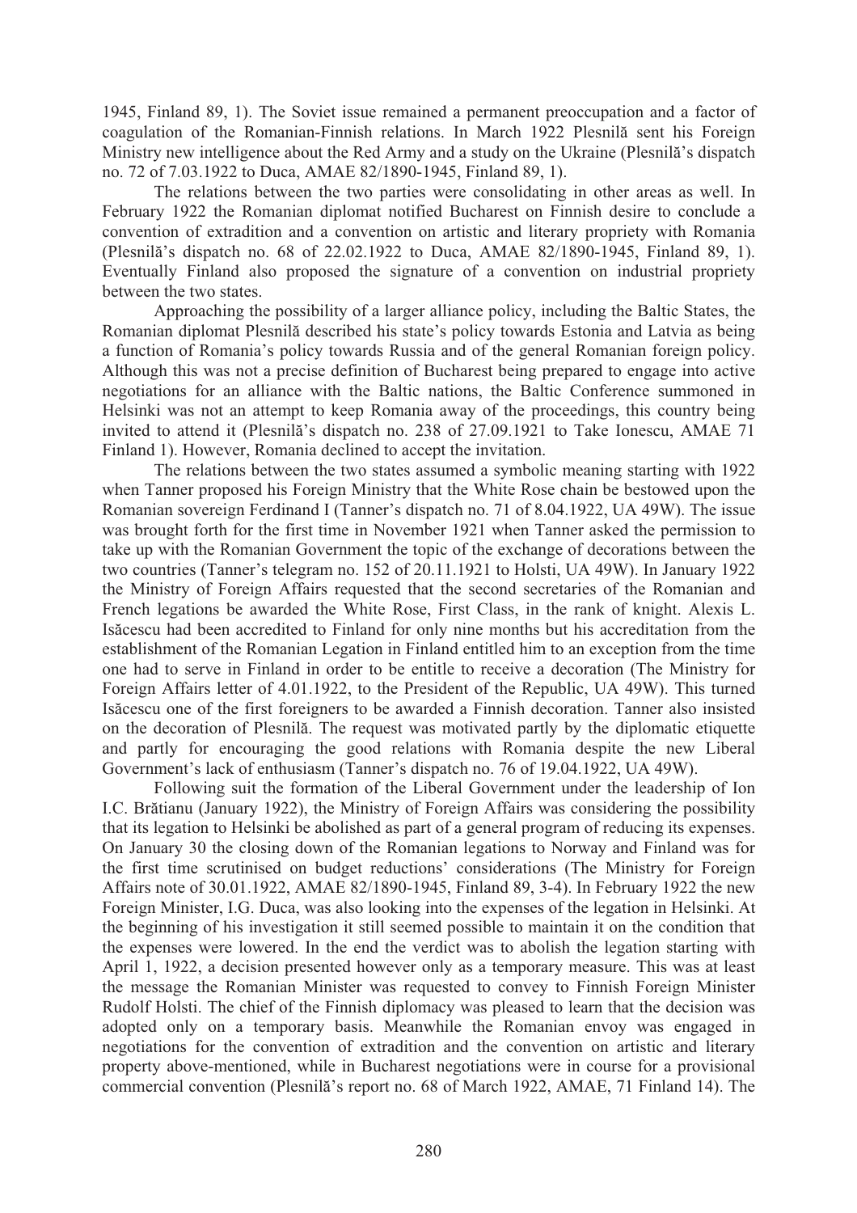1945, Finland 89, 1). The Soviet issue remained a permanent preoccupation and a factor of coagulation of the Romanian-Finnish relations. In March 1922 Plesnilă sent his Foreign Ministry new intelligence about the Red Army and a study on the Ukraine (Plesnilă's dispatch no. 72 of 7.03.1922 to Duca, AMAE 82/1890-1945, Finland 89, 1).

The relations between the two parties were consolidating in other areas as well. In February 1922 the Romanian diplomat notified Bucharest on Finnish desire to conclude a convention of extradition and a convention on artistic and literary propriety with Romania (Plesnilă's dispatch no. 68 of 22.02.1922 to Duca, AMAE 82/1890-1945, Finland 89, 1). Eventually Finland also proposed the signature of a convention on industrial propriety between the two states.

Approaching the possibility of a larger alliance policy, including the Baltic States, the Romanian diplomat Plesnilă described his state's policy towards Estonia and Latvia as being a function of Romania's policy towards Russia and of the general Romanian foreign policy. Although this was not a precise definition of Bucharest being prepared to engage into active negotiations for an alliance with the Baltic nations, the Baltic Conference summoned in Helsinki was not an attempt to keep Romania away of the proceedings, this country being invited to attend it (Plesnilă's dispatch no. 238 of 27.09.1921 to Take Ionescu, AMAE 71 Finland 1). However, Romania declined to accept the invitation.

The relations between the two states assumed a symbolic meaning starting with 1922 when Tanner proposed his Foreign Ministry that the White Rose chain be bestowed upon the Romanian sovereign Ferdinand I (Tanner's dispatch no. 71 of 8.04.1922, UA 49W). The issue was brought forth for the first time in November 1921 when Tanner asked the permission to take up with the Romanian Government the topic of the exchange of decorations between the two countries (Tanner's telegram no. 152 of 20.11.1921 to Holsti, UA 49W). In January 1922 the Ministry of Foreign Affairs requested that the second secretaries of the Romanian and French legations be awarded the White Rose, First Class, in the rank of knight. Alexis L. Isăcescu had been accredited to Finland for only nine months but his accreditation from the establishment of the Romanian Legation in Finland entitled him to an exception from the time one had to serve in Finland in order to be entitle to receive a decoration (The Ministry for Foreign Affairs letter of 4.01.1922, to the President of the Republic, UA 49W). This turned Isăcescu one of the first foreigners to be awarded a Finnish decoration. Tanner also insisted on the decoration of Plesnilă. The request was motivated partly by the diplomatic etiquette and partly for encouraging the good relations with Romania despite the new Liberal Government's lack of enthusiasm (Tanner's dispatch no. 76 of 19.04.1922, UA 49W).

Following suit the formation of the Liberal Government under the leadership of Ion I.C. Brătianu (January 1922), the Ministry of Foreign Affairs was considering the possibility that its legation to Helsinki be abolished as part of a general program of reducing its expenses. On January 30 the closing down of the Romanian legations to Norway and Finland was for the first time scrutinised on budget reductions' considerations (The Ministry for Foreign Affairs note of 30.01.1922, AMAE 82/1890-1945, Finland 89, 3-4). In February 1922 the new Foreign Minister, I.G. Duca, was also looking into the expenses of the legation in Helsinki. At the beginning of his investigation it still seemed possible to maintain it on the condition that the expenses were lowered. In the end the verdict was to abolish the legation starting with April 1, 1922, a decision presented however only as a temporary measure. This was at least the message the Romanian Minister was requested to convey to Finnish Foreign Minister Rudolf Holsti. The chief of the Finnish diplomacy was pleased to learn that the decision was adopted only on a temporary basis. Meanwhile the Romanian envoy was engaged in negotiations for the convention of extradition and the convention on artistic and literary property above-mentioned, while in Bucharest negotiations were in course for a provisional commercial convention (Plesnilă's report no. 68 of March 1922, AMAE, 71 Finland 14). The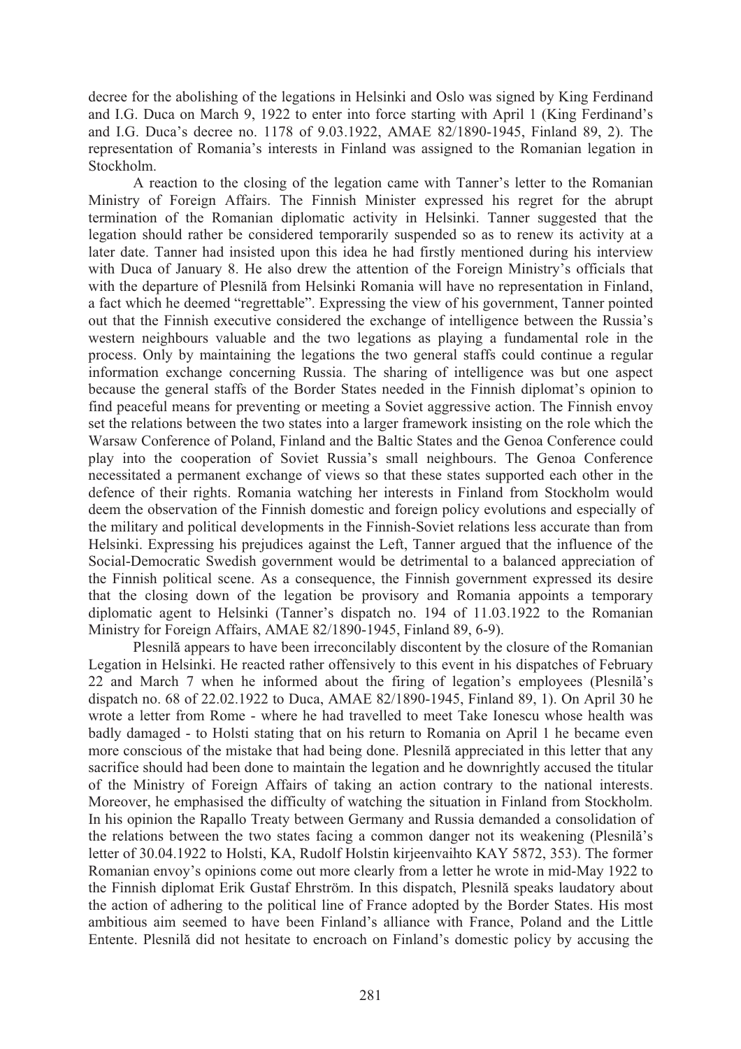decree for the abolishing of the legations in Helsinki and Oslo was signed by King Ferdinand and I.G. Duca on March 9, 1922 to enter into force starting with April 1 (King Ferdinand's and I.G. Duca's decree no. 1178 of 9.03.1922, AMAE 82/1890-1945, Finland 89, 2). The representation of Romania's interests in Finland was assigned to the Romanian legation in Stockholm.

A reaction to the closing of the legation came with Tanner's letter to the Romanian Ministry of Foreign Affairs. The Finnish Minister expressed his regret for the abrupt termination of the Romanian diplomatic activity in Helsinki. Tanner suggested that the legation should rather be considered temporarily suspended so as to renew its activity at a later date. Tanner had insisted upon this idea he had firstly mentioned during his interview with Duca of January 8. He also drew the attention of the Foreign Ministry's officials that with the departure of Plesnilă from Helsinki Romania will have no representation in Finland, a fact which he deemed "regrettable". Expressing the view of his government, Tanner pointed out that the Finnish executive considered the exchange of intelligence between the Russia's western neighbours valuable and the two legations as playing a fundamental role in the process. Only by maintaining the legations the two general staffs could continue a regular information exchange concerning Russia. The sharing of intelligence was but one aspect because the general staffs of the Border States needed in the Finnish diplomat's opinion to find peaceful means for preventing or meeting a Soviet aggressive action. The Finnish envoy set the relations between the two states into a larger framework insisting on the role which the Warsaw Conference of Poland, Finland and the Baltic States and the Genoa Conference could play into the cooperation of Soviet Russia's small neighbours. The Genoa Conference necessitated a permanent exchange of views so that these states supported each other in the defence of their rights. Romania watching her interests in Finland from Stockholm would deem the observation of the Finnish domestic and foreign policy evolutions and especially of the military and political developments in the Finnish-Soviet relations less accurate than from Helsinki. Expressing his prejudices against the Left, Tanner argued that the influence of the Social-Democratic Swedish government would be detrimental to a balanced appreciation of the Finnish political scene. As a consequence, the Finnish government expressed its desire that the closing down of the legation be provisory and Romania appoints a temporary diplomatic agent to Helsinki (Tanner's dispatch no. 194 of 11.03.1922 to the Romanian Ministry for Foreign Affairs, AMAE 82/1890-1945, Finland 89, 6-9).

Plesnilă appears to have been irreconcilably discontent by the closure of the Romanian Legation in Helsinki. He reacted rather offensively to this event in his dispatches of February 22 and March 7 when he informed about the firing of legation's employees (Plesnilă's dispatch no. 68 of 22.02.1922 to Duca, AMAE 82/1890-1945, Finland 89, 1). On April 30 he wrote a letter from Rome - where he had travelled to meet Take Ionescu whose health was badly damaged - to Holsti stating that on his return to Romania on April 1 he became even more conscious of the mistake that had being done. Plesnilă appreciated in this letter that any sacrifice should had been done to maintain the legation and he downrightly accused the titular of the Ministry of Foreign Affairs of taking an action contrary to the national interests. Moreover, he emphasised the difficulty of watching the situation in Finland from Stockholm. In his opinion the Rapallo Treaty between Germany and Russia demanded a consolidation of the relations between the two states facing a common danger not its weakening (Plesnilă's letter of 30.04.1922 to Holsti, KA, Rudolf Holstin kirjeenvaihto KAY 5872, 353). The former Romanian envoy's opinions come out more clearly from a letter he wrote in mid-May 1922 to the Finnish diplomat Erik Gustaf Ehrström. In this dispatch, Plesnilă speaks laudatory about the action of adhering to the political line of France adopted by the Border States. His most ambitious aim seemed to have been Finland's alliance with France, Poland and the Little Entente. Plesnilă did not hesitate to encroach on Finland's domestic policy by accusing the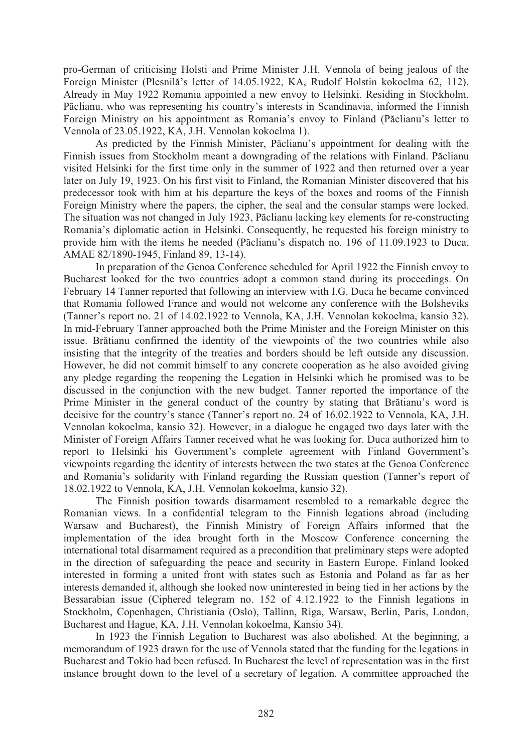pro-German of criticising Holsti and Prime Minister J.H. Vennola of being jealous of the Foreign Minister (Plesnilă's letter of 14.05.1922, KA, Rudolf Holstin kokoelma 62, 112). Already in May 1922 Romania appointed a new envoy to Helsinki. Residing in Stockholm, Păclianu, who was representing his country's interests in Scandinavia, informed the Finnish Foreign Ministry on his appointment as Romania's envoy to Finland (Păclianu's letter to Vennola of 23.05.1922, KA, J.H. Vennolan kokoelma 1).

As predicted by the Finnish Minister, Păclianu's appointment for dealing with the Finnish issues from Stockholm meant a downgrading of the relations with Finland. Păclianu visited Helsinki for the first time only in the summer of 1922 and then returned over a year later on July 19, 1923. On his first visit to Finland, the Romanian Minister discovered that his predecessor took with him at his departure the keys of the boxes and rooms of the Finnish Foreign Ministry where the papers, the cipher, the seal and the consular stamps were locked. The situation was not changed in July 1923, Păclianu lacking key elements for re-constructing Romania's diplomatic action in Helsinki. Consequently, he requested his foreign ministry to provide him with the items he needed (Păclianu's dispatch no. 196 of 11.09.1923 to Duca, AMAE 82/1890-1945, Finland 89, 13-14).

In preparation of the Genoa Conference scheduled for April 1922 the Finnish envoy to Bucharest looked for the two countries adopt a common stand during its proceedings. On February 14 Tanner reported that following an interview with I.G. Duca he became convinced that Romania followed France and would not welcome any conference with the Bolsheviks (Tanner's report no. 21 of 14.02.1922 to Vennola, KA, J.H. Vennolan kokoelma, kansio 32). In mid-February Tanner approached both the Prime Minister and the Foreign Minister on this issue. Brătianu confirmed the identity of the viewpoints of the two countries while also insisting that the integrity of the treaties and borders should be left outside any discussion. However, he did not commit himself to any concrete cooperation as he also avoided giving any pledge regarding the reopening the Legation in Helsinki which he promised was to be discussed in the conjunction with the new budget. Tanner reported the importance of the Prime Minister in the general conduct of the country by stating that Brătianu's word is decisive for the country's stance (Tanner's report no. 24 of 16.02.1922 to Vennola, KA, J.H. Vennolan kokoelma, kansio 32). However, in a dialogue he engaged two days later with the Minister of Foreign Affairs Tanner received what he was looking for. Duca authorized him to report to Helsinki his Government's complete agreement with Finland Government's viewpoints regarding the identity of interests between the two states at the Genoa Conference and Romania's solidarity with Finland regarding the Russian question (Tanner's report of 18.02.1922 to Vennola, KA, J.H. Vennolan kokoelma, kansio 32).

The Finnish position towards disarmament resembled to a remarkable degree the Romanian views. In a confidential telegram to the Finnish legations abroad (including Warsaw and Bucharest), the Finnish Ministry of Foreign Affairs informed that the implementation of the idea brought forth in the Moscow Conference concerning the international total disarmament required as a precondition that preliminary steps were adopted in the direction of safeguarding the peace and security in Eastern Europe. Finland looked interested in forming a united front with states such as Estonia and Poland as far as her interests demanded it, although she looked now uninterested in being tied in her actions by the Bessarabian issue (Ciphered telegram no. 152 of 4.12.1922 to the Finnish legations in Stockholm, Copenhagen, Christiania (Oslo), Tallinn, Riga, Warsaw, Berlin, Paris, London, Bucharest and Hague, KA, J.H. Vennolan kokoelma, Kansio 34).

In 1923 the Finnish Legation to Bucharest was also abolished. At the beginning, a memorandum of 1923 drawn for the use of Vennola stated that the funding for the legations in Bucharest and Tokio had been refused. In Bucharest the level of representation was in the first instance brought down to the level of a secretary of legation. A committee approached the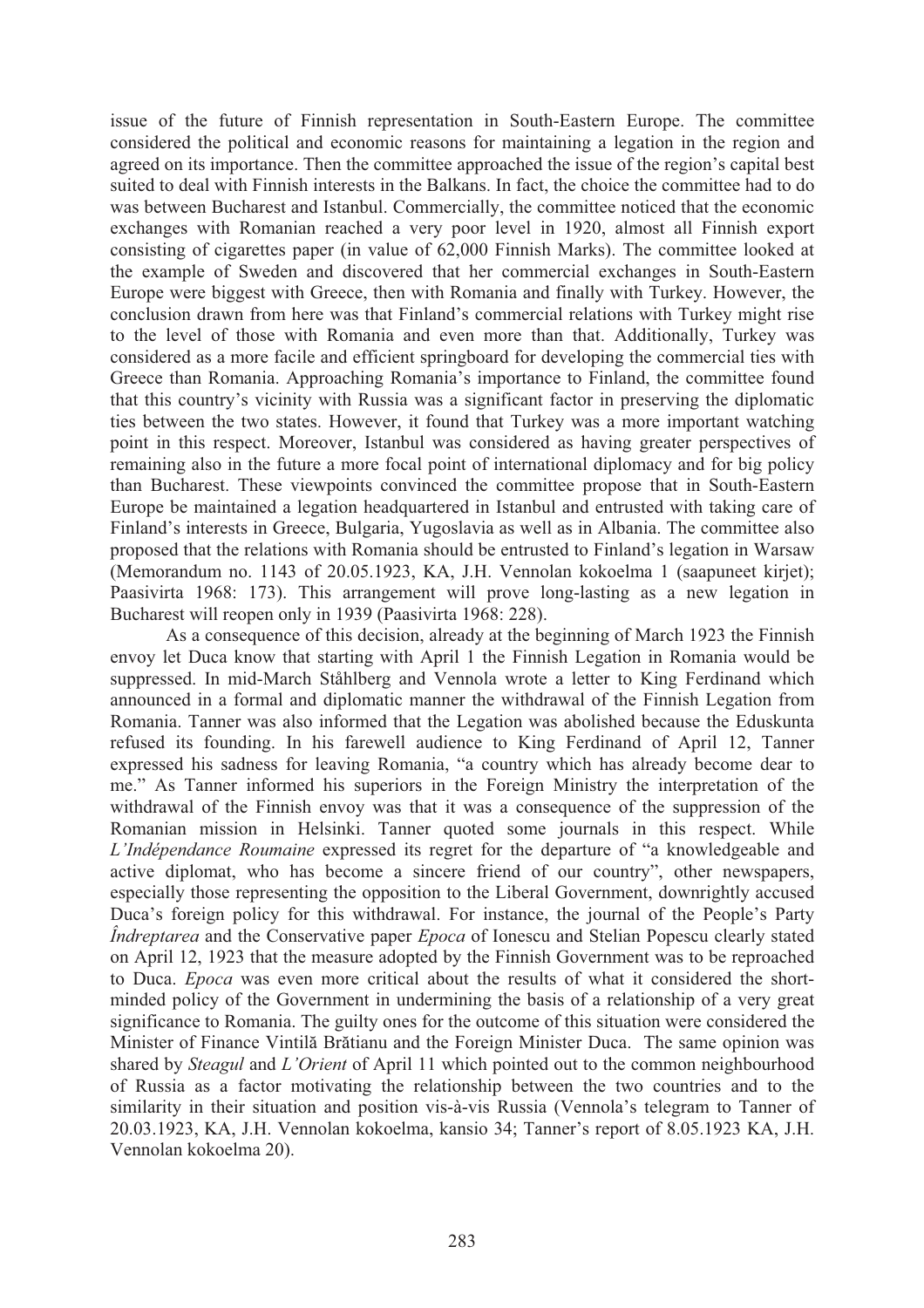issue of the future of Finnish representation in South-Eastern Europe. The committee considered the political and economic reasons for maintaining a legation in the region and agreed on its importance. Then the committee approached the issue of the region's capital best suited to deal with Finnish interests in the Balkans. In fact, the choice the committee had to do was between Bucharest and Istanbul. Commercially, the committee noticed that the economic exchanges with Romanian reached a very poor level in 1920, almost all Finnish export consisting of cigarettes paper (in value of 62,000 Finnish Marks). The committee looked at the example of Sweden and discovered that her commercial exchanges in South-Eastern Europe were biggest with Greece, then with Romania and finally with Turkey. However, the conclusion drawn from here was that Finland's commercial relations with Turkey might rise to the level of those with Romania and even more than that. Additionally, Turkey was considered as a more facile and efficient springboard for developing the commercial ties with Greece than Romania. Approaching Romania's importance to Finland, the committee found that this country's vicinity with Russia was a significant factor in preserving the diplomatic ties between the two states. However, it found that Turkey was a more important watching point in this respect. Moreover, Istanbul was considered as having greater perspectives of remaining also in the future a more focal point of international diplomacy and for big policy than Bucharest. These viewpoints convinced the committee propose that in South-Eastern Europe be maintained a legation headquartered in Istanbul and entrusted with taking care of Finland's interests in Greece, Bulgaria, Yugoslavia as well as in Albania. The committee also proposed that the relations with Romania should be entrusted to Finland's legation in Warsaw (Memorandum no. 1143 of 20.05.1923, KA, J.H. Vennolan kokoelma 1 (saapuneet kirjet); Paasivirta 1968: 173). This arrangement will prove long-lasting as a new legation in Bucharest will reopen only in 1939 (Paasivirta 1968: 228).

As a consequence of this decision, already at the beginning of March 1923 the Finnish envoy let Duca know that starting with April 1 the Finnish Legation in Romania would be suppressed. In mid-March Ståhlberg and Vennola wrote a letter to King Ferdinand which announced in a formal and diplomatic manner the withdrawal of the Finnish Legation from Romania. Tanner was also informed that the Legation was abolished because the Eduskunta refused its founding. In his farewell audience to King Ferdinand of April 12, Tanner expressed his sadness for leaving Romania, "a country which has already become dear to me." As Tanner informed his superiors in the Foreign Ministry the interpretation of the withdrawal of the Finnish envoy was that it was a consequence of the suppression of the Romanian mission in Helsinki. Tanner quoted some journals in this respect. While *L'Indépendance Roumaine* expressed its regret for the departure of "a knowledgeable and active diplomat, who has become a sincere friend of our country", other newspapers, especially those representing the opposition to the Liberal Government, downrightly accused Duca's foreign policy for this withdrawal. For instance, the journal of the People's Party *Îndreptarea* and the Conservative paper *Epoca* of Ionescu and Stelian Popescu clearly stated on April 12, 1923 that the measure adopted by the Finnish Government was to be reproached to Duca. *Epoca* was even more critical about the results of what it considered the short-minded policy of the Government in undermining the basis of a relationship of a very great significance to Romania. The guilty ones for the outcome of this situation were considered the Minister of Finance Vintilă Brătianu and the Foreign Minister Duca. The same opinion was shared by *Steagul* and *L'Orient* of April 11 which pointed out to the common neighbourhood of Russia as a factor motivating the relationship between the two countries and to the similarity in their situation and position vis-à-vis Russia (Vennola's telegram to Tanner of 20.03.1923, KA, J.H. Vennolan kokoelma, kansio 34; Tanner's report of 8.05.1923 KA, J.H. Vennolan kokoelma 20).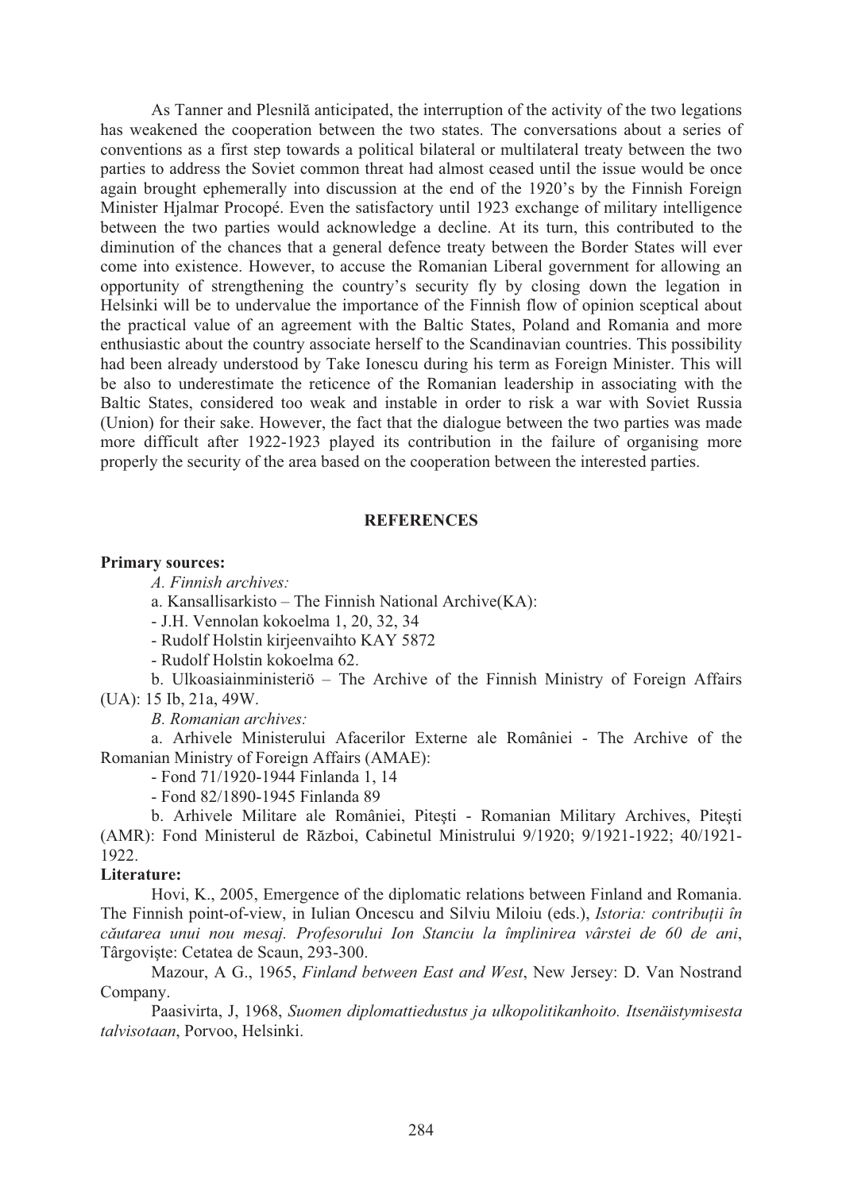As Tanner and Plesnilă anticipated, the interruption of the activity of the two legations has weakened the cooperation between the two states. The conversations about a series of conventions as a first step towards a political bilateral or multilateral treaty between the two parties to address the Soviet common threat had almost ceased until the issue would be once again brought ephemerally into discussion at the end of the 1920's by the Finnish Foreign Minister Hjalmar Procopé. Even the satisfactory until 1923 exchange of military intelligence between the two parties would acknowledge a decline. At its turn, this contributed to the diminution of the chances that a general defence treaty between the Border States will ever come into existence. However, to accuse the Romanian Liberal government for allowing an opportunity of strengthening the country's security fly by closing down the legation in Helsinki will be to undervalue the importance of the Finnish flow of opinion sceptical about the practical value of an agreement with the Baltic States, Poland and Romania and more enthusiastic about the country associate herself to the Scandinavian countries. This possibility had been already understood by Take Ionescu during his term as Foreign Minister. This will be also to underestimate the reticence of the Romanian leadership in associating with the Baltic States, considered too weak and instable in order to risk a war with Soviet Russia (Union) for their sake. However, the fact that the dialogue between the two parties was made more difficult after 1922-1923 played its contribution in the failure of organising more properly the security of the area based on the cooperation between the interested parties.

## REFERENCES

**Primary sources:**

*A. Finnish archives:*

a. Kansallisarkisto – The Finnish National Archive(KA):

- J.H. Vennolan kokoelma 1, 20, 32, 34
- Rudolf Holstin kirjeenvaihto KAY 5872
- Rudolf Holstin kokoelma 62.

b. Ulkoasiainministeriö – The Archive of the Finnish Ministry of Foreign Affairs (UA): 15 Ib, 21a, 49W.

*B. Romanian archives:*

a. Arhivele Ministerului Afacerilor Externe ale României - The Archive of the Romanian Ministry of Foreign Affairs (AMAE):

- Fond 71/1920-1944 Finlanda 1, 14
- Fond 82/1890-1945 Finlanda 89

b. Arhivele Militare ale României, Piteşti - Romanian Military Archives, Piteşti (AMR): Fond Ministerul de Război, Cabinetul Ministrului 9/1920; 9/1921-1922; 40/1921-1922.

**Literature:**

Hovi, K., 2005, Emergence of the diplomatic relations between Finland and Romania. The Finnish point-of-view, in Iulian Oncescu and Silviu Miloiu (eds.), *Istoria: contribuții în căutarea unui nou mesaj. Profesorului Ion Stanciu la împlinirea vârstei de 60 de ani*, Târgovişte: Cetatea de Scaun, 293-300.

Mazour, A G., 1965, *Finland between East and West*, New Jersey: D. Van Nostrand Company.

Paasivirta, J, 1968, *Suomen diplomattiedustus ja ulkopolitikanhoito. Itsenäistymisesta talvisotaan*, Porvoo, Helsinki.